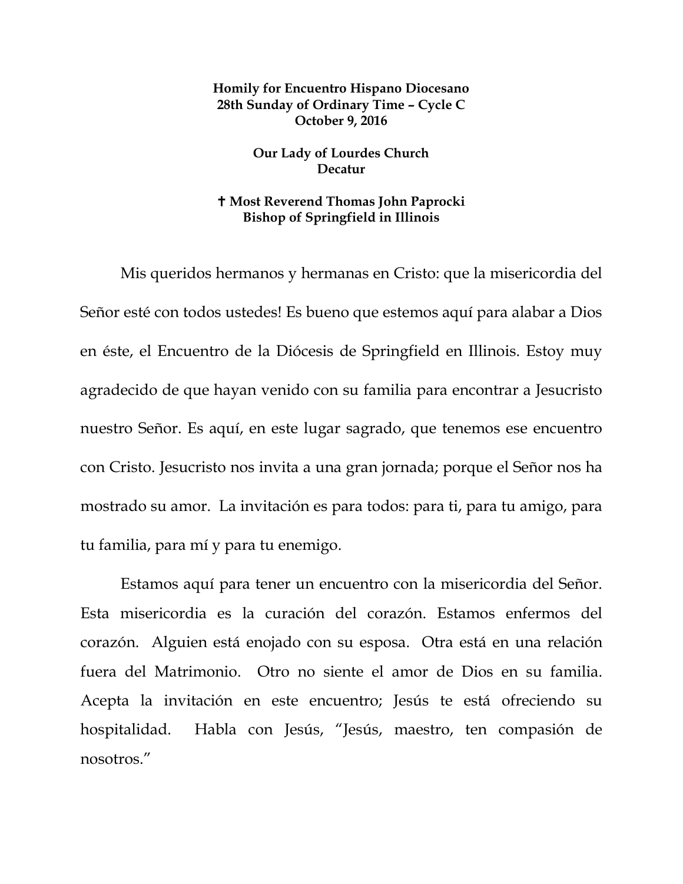**Homily for Encuentro Hispano Diocesano**
**28th Sunday of Ordinary Time – Cycle C**
**October 9, 2016**

**Our Lady of Lourdes Church**
**Decatur**

**✝ Most Reverend Thomas John Paprocki**
**Bishop of Springfield in Illinois**

Mis queridos hermanos y hermanas en Cristo: que la misericordia del Señor esté con todos ustedes! Es bueno que estemos aquí para alabar a Dios en éste, el Encuentro de la Diócesis de Springfield en Illinois. Estoy muy agradecido de que hayan venido con su familia para encontrar a Jesucristo nuestro Señor. Es aquí, en este lugar sagrado, que tenemos ese encuentro con Cristo. Jesucristo nos invita a una gran jornada; porque el Señor nos ha mostrado su amor. La invitación es para todos: para ti, para tu amigo, para tu familia, para mí y para tu enemigo.

Estamos aquí para tener un encuentro con la misericordia del Señor. Esta misericordia es la curación del corazón. Estamos enfermos del corazón. Alguien está enojado con su esposa. Otra está en una relación fuera del Matrimonio. Otro no siente el amor de Dios en su familia. Acepta la invitación en este encuentro; Jesús te está ofreciendo su hospitalidad. Habla con Jesús, "Jesús, maestro, ten compasión de nosotros."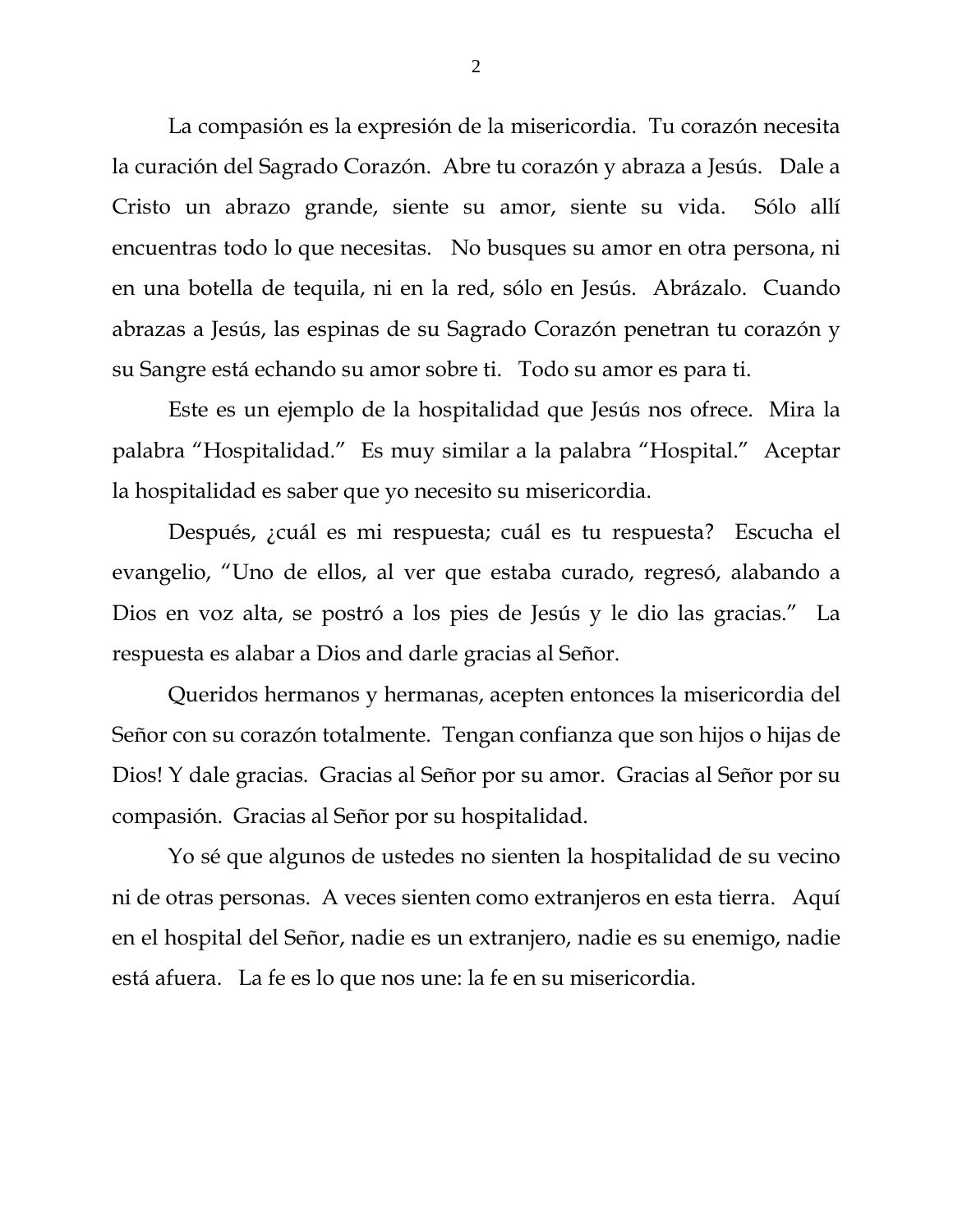La compasión es la expresión de la misericordia. Tu corazón necesita la curación del Sagrado Corazón. Abre tu corazón y abraza a Jesús. Dale a Cristo un abrazo grande, siente su amor, siente su vida. Sólo allí encuentras todo lo que necesitas. No busques su amor en otra persona, ni en una botella de tequila, ni en la red, sólo en Jesús. Abrázalo. Cuando abrazas a Jesús, las espinas de su Sagrado Corazón penetran tu corazón y su Sangre está echando su amor sobre ti. Todo su amor es para ti.

Este es un ejemplo de la hospitalidad que Jesús nos ofrece. Mira la palabra "Hospitalidad." Es muy similar a la palabra "Hospital." Aceptar la hospitalidad es saber que yo necesito su misericordia.

Después, ¿cuál es mi respuesta; cuál es tu respuesta? Escucha el evangelio, "Uno de ellos, al ver que estaba curado, regresó, alabando a Dios en voz alta, se postró a los pies de Jesús y le dio las gracias." La respuesta es alabar a Dios and darle gracias al Señor.

Queridos hermanos y hermanas, acepten entonces la misericordia del Señor con su corazón totalmente. Tengan confianza que son hijos o hijas de Dios! Y dale gracias. Gracias al Señor por su amor. Gracias al Señor por su compasión. Gracias al Señor por su hospitalidad.

Yo sé que algunos de ustedes no sienten la hospitalidad de su vecino ni de otras personas. A veces sienten como extranjeros en esta tierra. Aquí en el hospital del Señor, nadie es un extranjero, nadie es su enemigo, nadie está afuera. La fe es lo que nos une: la fe en su misericordia.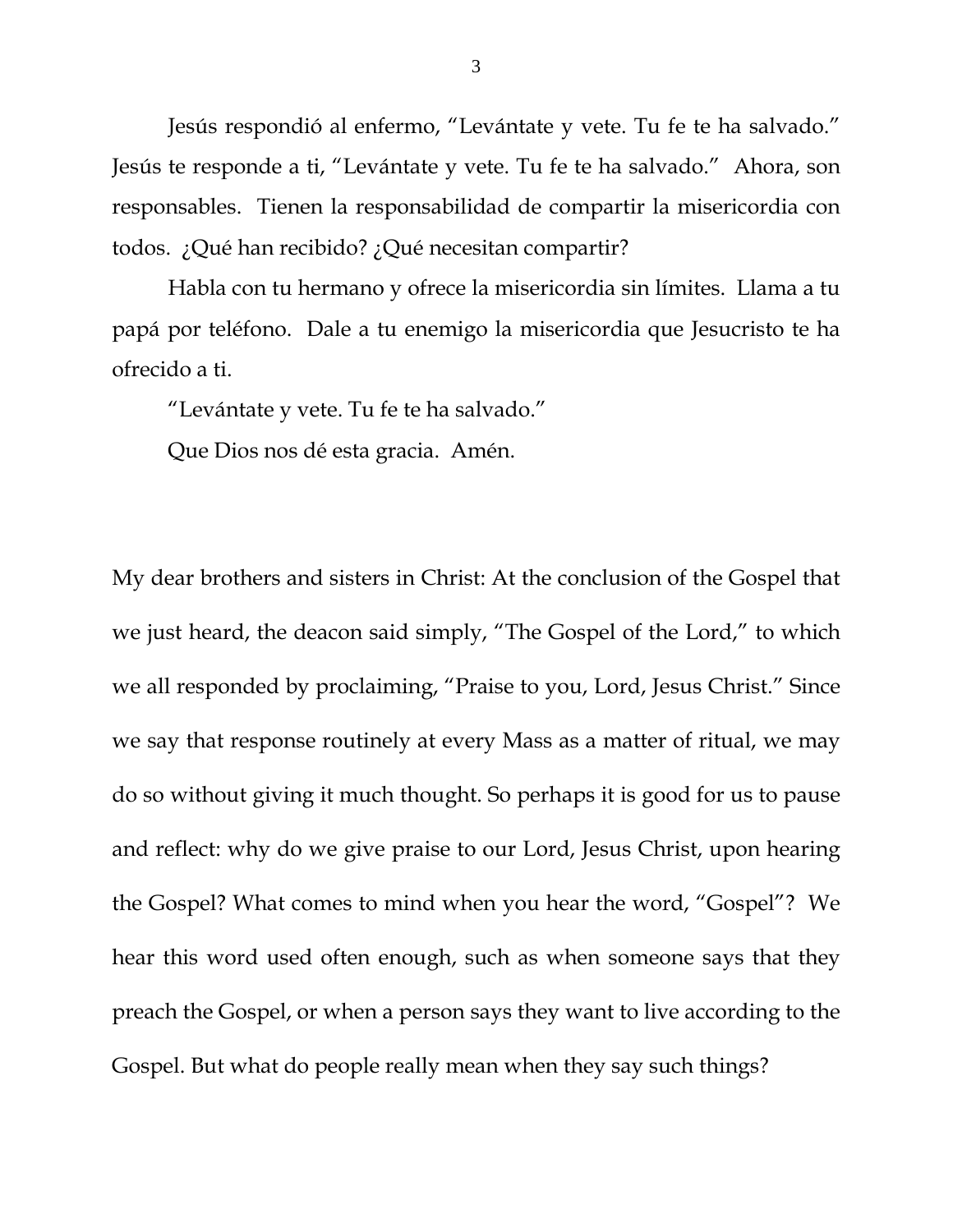Jesús respondió al enfermo, "Levántate y vete. Tu fe te ha salvado." Jesús te responde a ti, "Levántate y vete. Tu fe te ha salvado." Ahora, son responsables. Tienen la responsabilidad de compartir la misericordia con todos. ¿Qué han recibido? ¿Qué necesitan compartir?

Habla con tu hermano y ofrece la misericordia sin límites. Llama a tu papá por teléfono. Dale a tu enemigo la misericordia que Jesucristo te ha ofrecido a ti.

"Levántate y vete. Tu fe te ha salvado."

Que Dios nos dé esta gracia. Amén.

My dear brothers and sisters in Christ: At the conclusion of the Gospel that we just heard, the deacon said simply, "The Gospel of the Lord," to which we all responded by proclaiming, "Praise to you, Lord, Jesus Christ." Since we say that response routinely at every Mass as a matter of ritual, we may do so without giving it much thought. So perhaps it is good for us to pause and reflect: why do we give praise to our Lord, Jesus Christ, upon hearing the Gospel? What comes to mind when you hear the word, "Gospel"? We hear this word used often enough, such as when someone says that they preach the Gospel, or when a person says they want to live according to the Gospel. But what do people really mean when they say such things?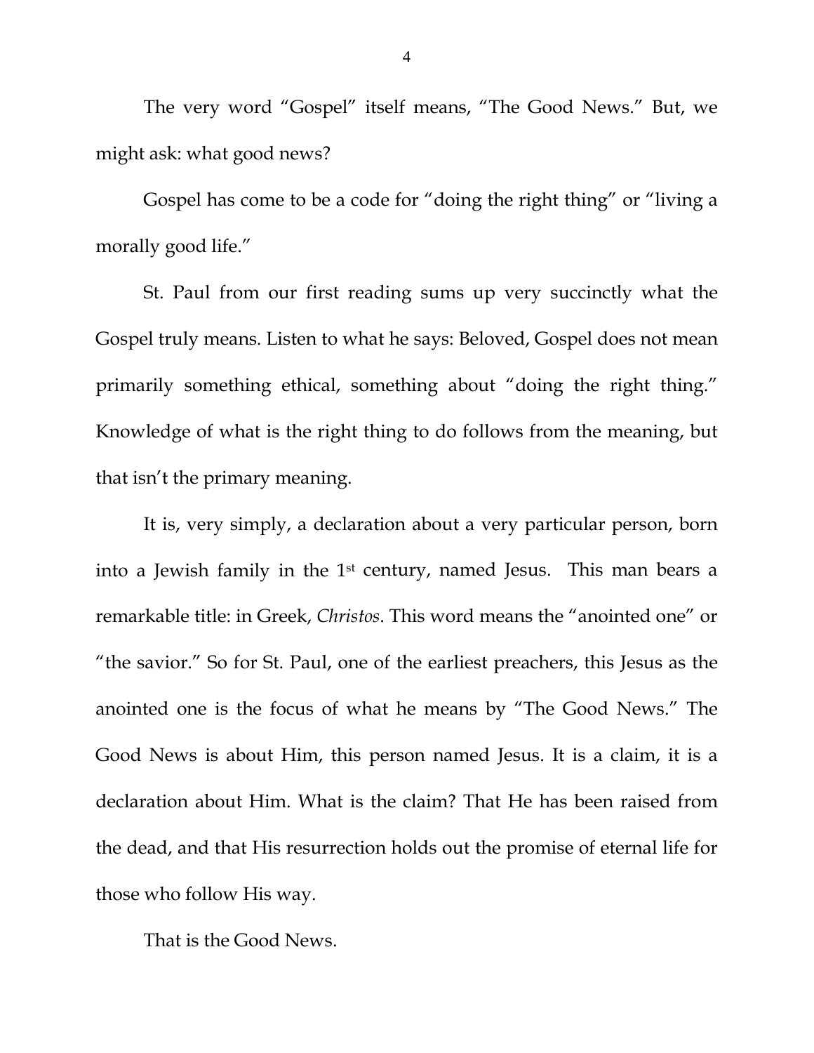The very word "Gospel" itself means, "The Good News." But, we might ask: what good news?

Gospel has come to be a code for "doing the right thing" or "living a morally good life."

St. Paul from our first reading sums up very succinctly what the Gospel truly means. Listen to what he says: Beloved, Gospel does not mean primarily something ethical, something about "doing the right thing." Knowledge of what is the right thing to do follows from the meaning, but that isn't the primary meaning.

It is, very simply, a declaration about a very particular person, born into a Jewish family in the 1st century, named Jesus. This man bears a remarkable title: in Greek, *Christos*. This word means the "anointed one" or "the savior." So for St. Paul, one of the earliest preachers, this Jesus as the anointed one is the focus of what he means by "The Good News." The Good News is about Him, this person named Jesus. It is a claim, it is a declaration about Him. What is the claim? That He has been raised from the dead, and that His resurrection holds out the promise of eternal life for those who follow His way.

That is the Good News.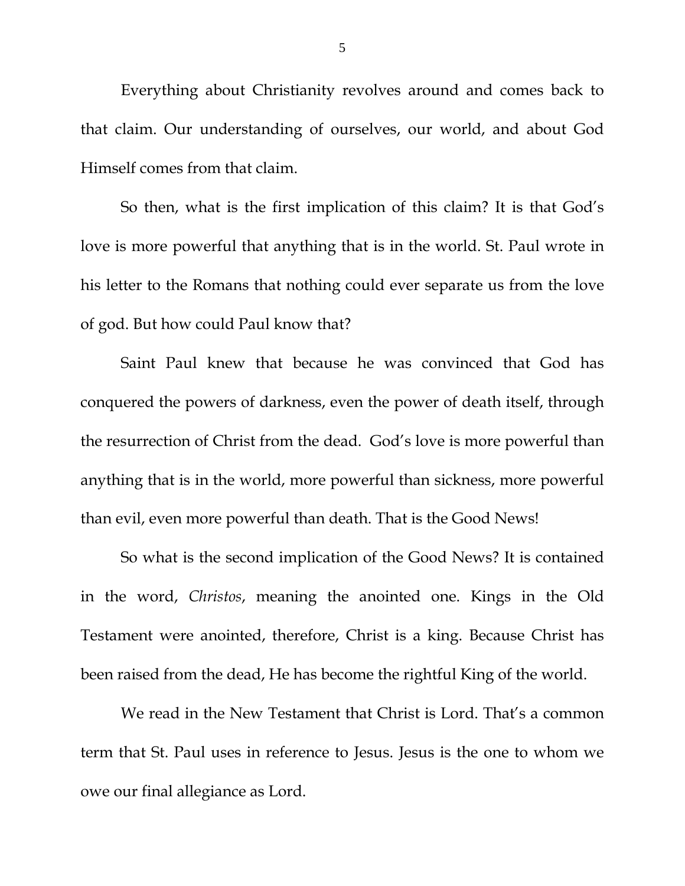Everything about Christianity revolves around and comes back to that claim. Our understanding of ourselves, our world, and about God Himself comes from that claim.

So then, what is the first implication of this claim? It is that God's love is more powerful that anything that is in the world. St. Paul wrote in his letter to the Romans that nothing could ever separate us from the love of god. But how could Paul know that?

Saint Paul knew that because he was convinced that God has conquered the powers of darkness, even the power of death itself, through the resurrection of Christ from the dead.  God's love is more powerful than anything that is in the world, more powerful than sickness, more powerful than evil, even more powerful than death. That is the Good News!

So what is the second implication of the Good News? It is contained in the word, *Christos*, meaning the anointed one. Kings in the Old Testament were anointed, therefore, Christ is a king. Because Christ has been raised from the dead, He has become the rightful King of the world.

We read in the New Testament that Christ is Lord. That's a common term that St. Paul uses in reference to Jesus. Jesus is the one to whom we owe our final allegiance as Lord.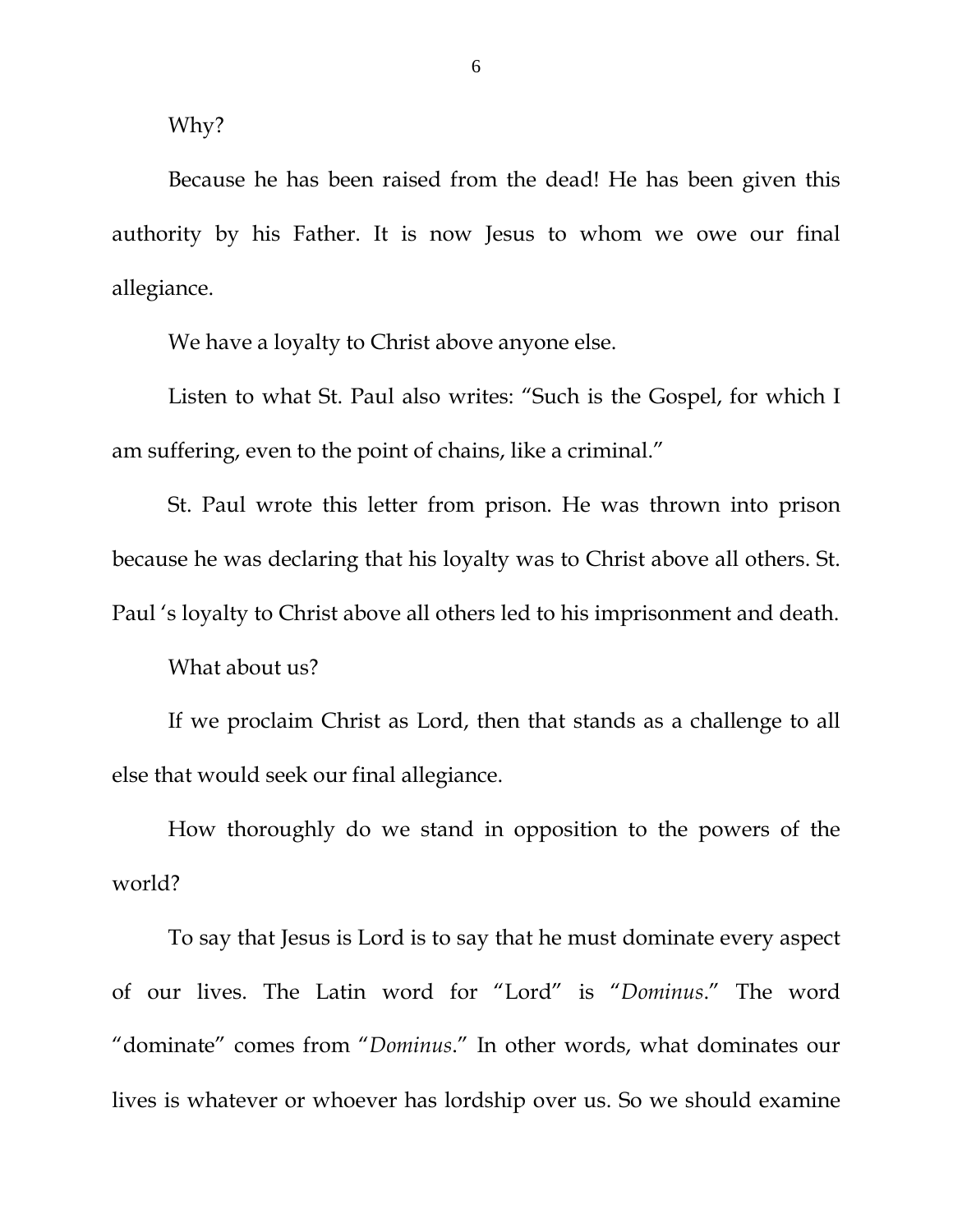Why?

Because he has been raised from the dead! He has been given this authority by his Father. It is now Jesus to whom we owe our final allegiance.

We have a loyalty to Christ above anyone else.

Listen to what St. Paul also writes: "Such is the Gospel, for which I am suffering, even to the point of chains, like a criminal."

St. Paul wrote this letter from prison. He was thrown into prison because he was declaring that his loyalty was to Christ above all others. St. Paul 's loyalty to Christ above all others led to his imprisonment and death.

What about us?

If we proclaim Christ as Lord, then that stands as a challenge to all else that would seek our final allegiance.

How thoroughly do we stand in opposition to the powers of the world?

To say that Jesus is Lord is to say that he must dominate every aspect of our lives. The Latin word for "Lord" is "*Dominus*." The word "dominate" comes from "*Dominus*." In other words, what dominates our lives is whatever or whoever has lordship over us. So we should examine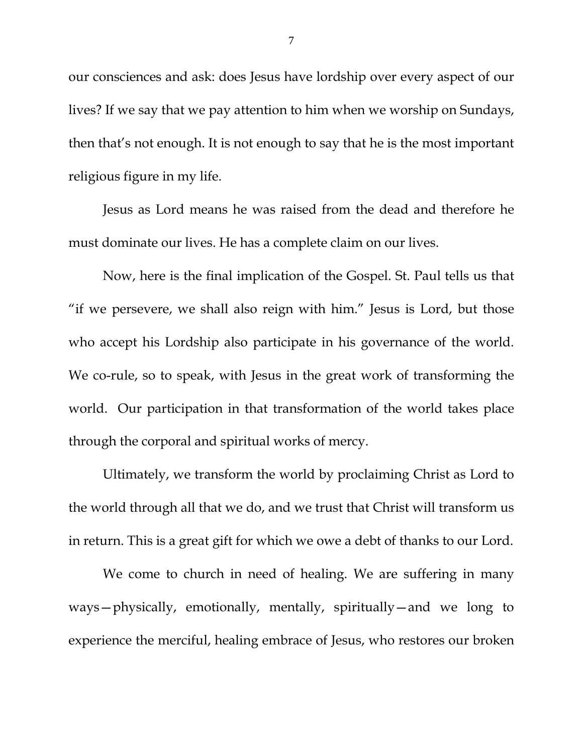our consciences and ask: does Jesus have lordship over every aspect of our lives? If we say that we pay attention to him when we worship on Sundays, then that's not enough. It is not enough to say that he is the most important religious figure in my life.

Jesus as Lord means he was raised from the dead and therefore he must dominate our lives. He has a complete claim on our lives.

Now, here is the final implication of the Gospel. St. Paul tells us that "if we persevere, we shall also reign with him." Jesus is Lord, but those who accept his Lordship also participate in his governance of the world. We co-rule, so to speak, with Jesus in the great work of transforming the world. Our participation in that transformation of the world takes place through the corporal and spiritual works of mercy.

Ultimately, we transform the world by proclaiming Christ as Lord to the world through all that we do, and we trust that Christ will transform us in return. This is a great gift for which we owe a debt of thanks to our Lord.

We come to church in need of healing. We are suffering in many ways—physically, emotionally, mentally, spiritually—and we long to experience the merciful, healing embrace of Jesus, who restores our broken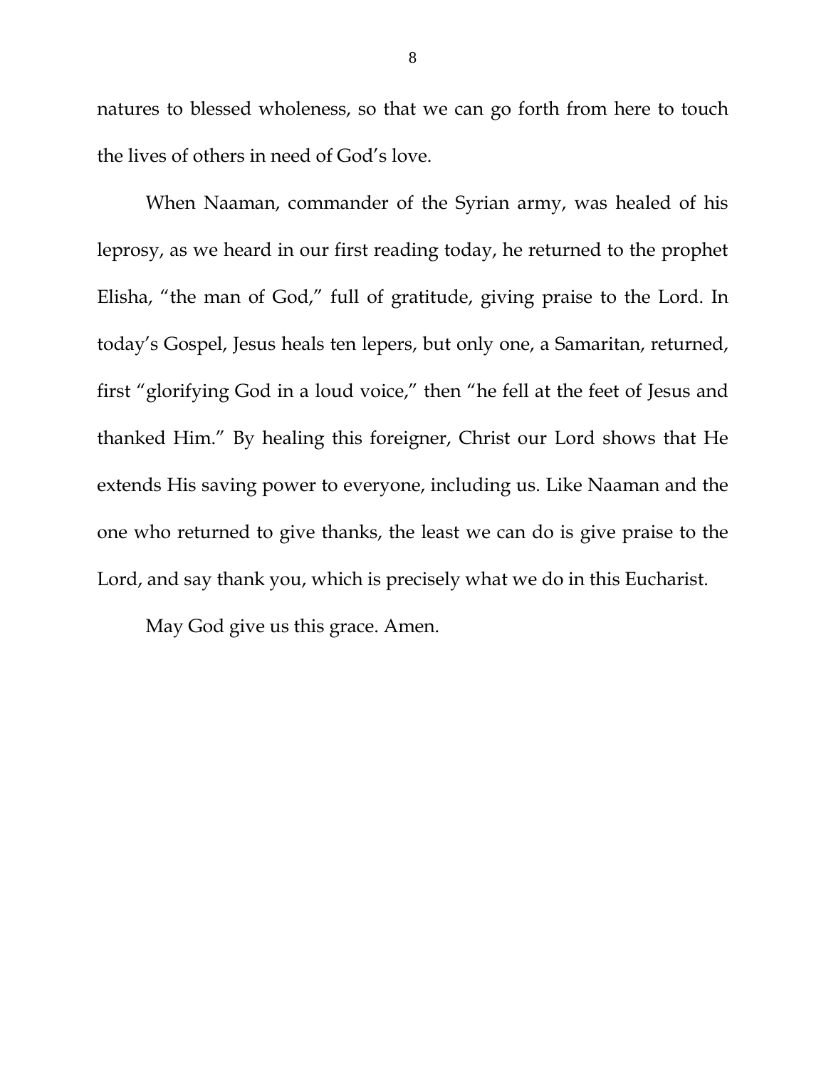natures to blessed wholeness, so that we can go forth from here to touch the lives of others in need of God's love.

When Naaman, commander of the Syrian army, was healed of his leprosy, as we heard in our first reading today, he returned to the prophet Elisha, "the man of God," full of gratitude, giving praise to the Lord. In today's Gospel, Jesus heals ten lepers, but only one, a Samaritan, returned, first "glorifying God in a loud voice," then "he fell at the feet of Jesus and thanked Him." By healing this foreigner, Christ our Lord shows that He extends His saving power to everyone, including us. Like Naaman and the one who returned to give thanks, the least we can do is give praise to the Lord, and say thank you, which is precisely what we do in this Eucharist.

May God give us this grace. Amen.